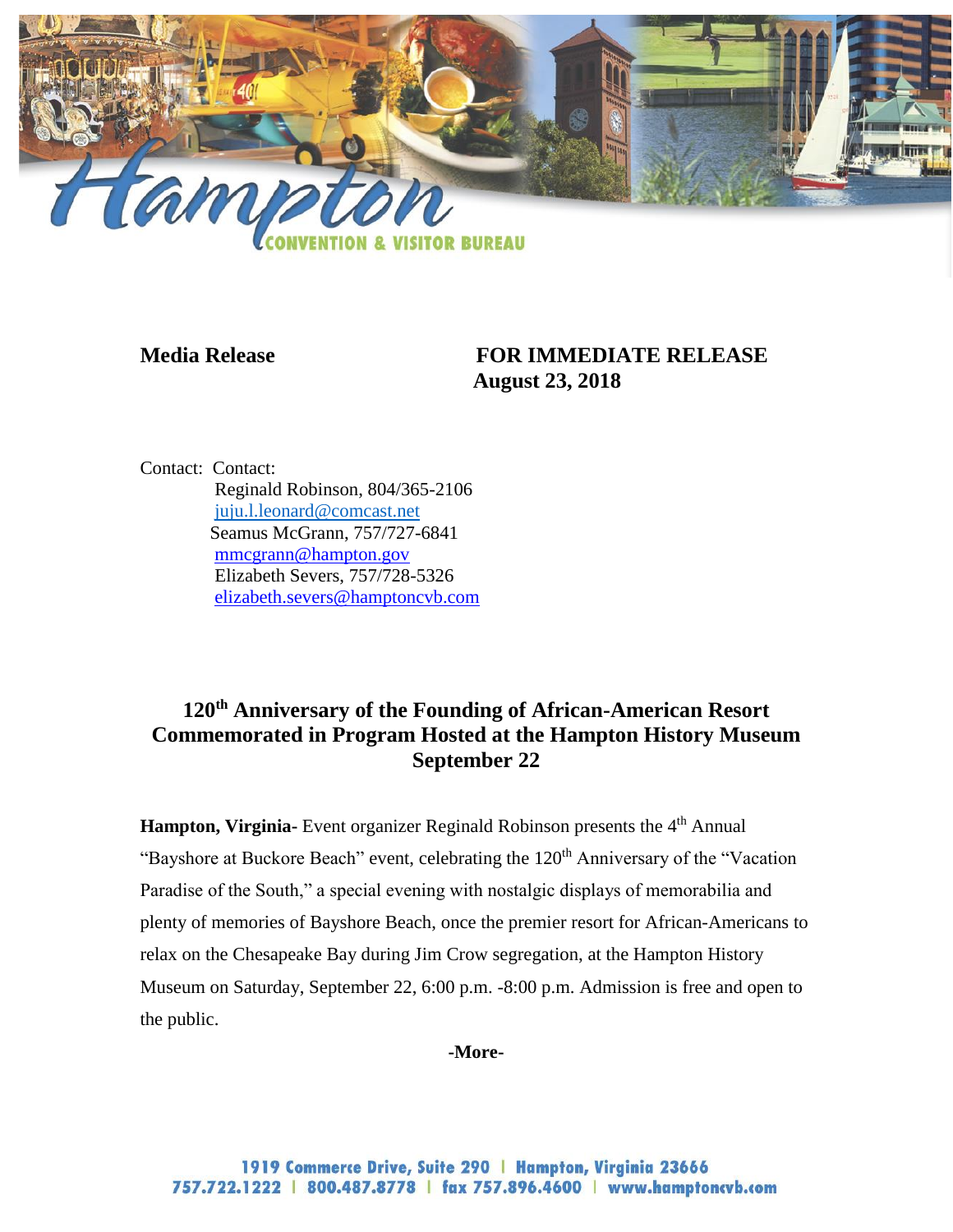Hampton CONVENTION & VISITOR BUREAU

**Media Release** **FOR IMMEDIATE RELEASE**
**August 23, 2018**

Contact: Contact:
Reginald Robinson, 804/365-2106
juju.l.leonard@comcast.net
Seamus McGrann, 757/727-6841
mmcgrann@hampton.gov
Elizabeth Severs, 757/728-5326
elizabeth.severs@hamptoncvb.com

# 120th Anniversary of the Founding of African-American Resort Commemorated in Program Hosted at the Hampton History Museum September 22

**Hampton, Virginia-** Event organizer Reginald Robinson presents the 4th Annual "Bayshore at Buckore Beach" event, celebrating the 120th Anniversary of the "Vacation Paradise of the South," a special evening with nostalgic displays of memorabilia and plenty of memories of Bayshore Beach, once the premier resort for African-Americans to relax on the Chesapeake Bay during Jim Crow segregation, at the Hampton History Museum on Saturday, September 22, 6:00 p.m. -8:00 p.m. Admission is free and open to the public.

**-More-**

1919 Commerce Drive, Suite 290 | Hampton, Virginia 23666
757.722.1222 | 800.487.8778 | fax 757.896.4600 | www.hamptoncvb.com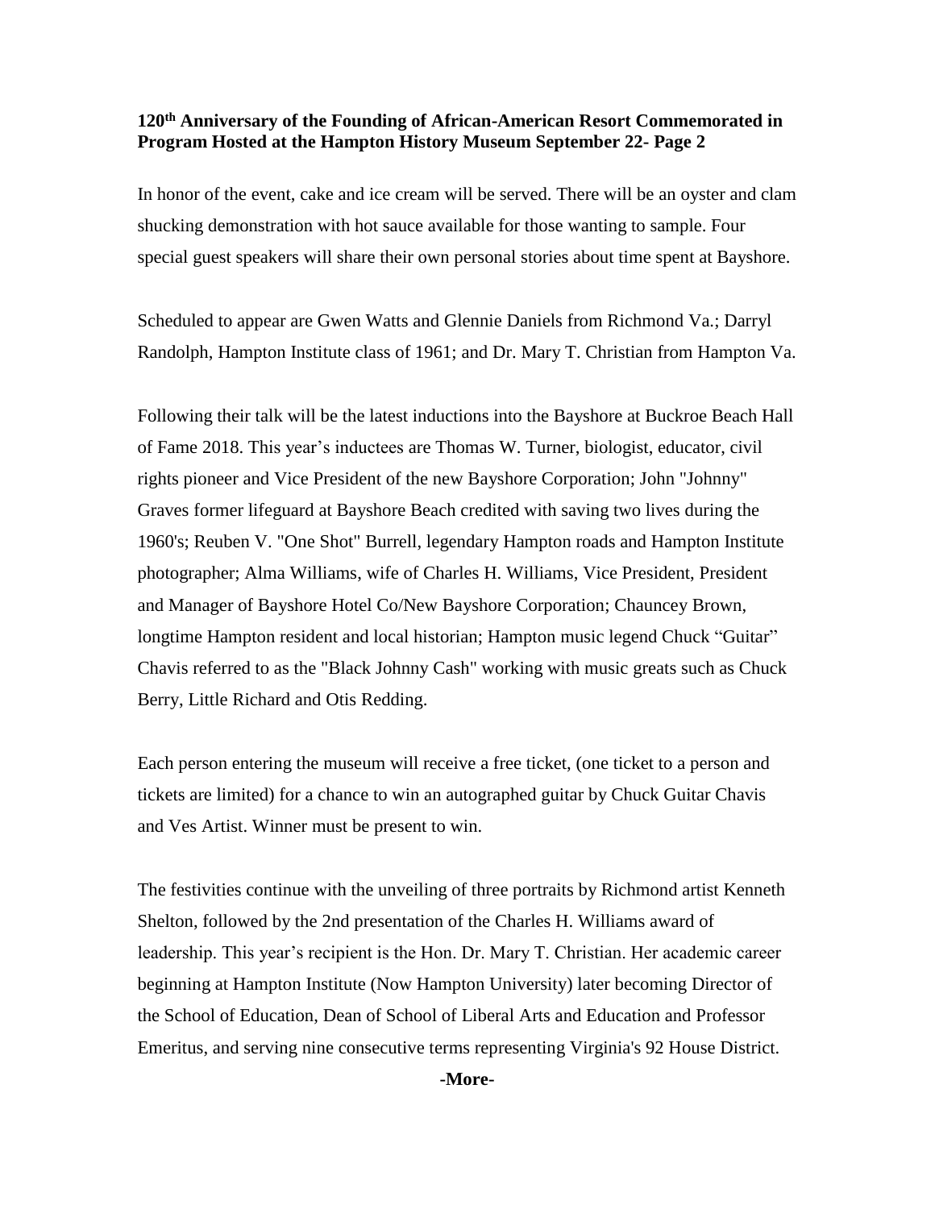**120th Anniversary of the Founding of African-American Resort Commemorated in Program Hosted at the Hampton History Museum September 22- Page 2**

In honor of the event, cake and ice cream will be served. There will be an oyster and clam shucking demonstration with hot sauce available for those wanting to sample. Four special guest speakers will share their own personal stories about time spent at Bayshore.

Scheduled to appear are Gwen Watts and Glennie Daniels from Richmond Va.; Darryl Randolph, Hampton Institute class of 1961; and Dr. Mary T. Christian from Hampton Va.

Following their talk will be the latest inductions into the Bayshore at Buckroe Beach Hall of Fame 2018. This year's inductees are Thomas W. Turner, biologist, educator, civil rights pioneer and Vice President of the new Bayshore Corporation; John "Johnny" Graves former lifeguard at Bayshore Beach credited with saving two lives during the 1960's; Reuben V. "One Shot" Burrell, legendary Hampton roads and Hampton Institute photographer; Alma Williams, wife of Charles H. Williams, Vice President, President and Manager of Bayshore Hotel Co/New Bayshore Corporation; Chauncey Brown, longtime Hampton resident and local historian; Hampton music legend Chuck "Guitar" Chavis referred to as the "Black Johnny Cash" working with music greats such as Chuck Berry, Little Richard and Otis Redding.

Each person entering the museum will receive a free ticket, (one ticket to a person and tickets are limited) for a chance to win an autographed guitar by Chuck Guitar Chavis and Ves Artist. Winner must be present to win.

The festivities continue with the unveiling of three portraits by Richmond artist Kenneth Shelton, followed by the 2nd presentation of the Charles H. Williams award of leadership. This year's recipient is the Hon. Dr. Mary T. Christian. Her academic career beginning at Hampton Institute (Now Hampton University) later becoming Director of the School of Education, Dean of School of Liberal Arts and Education and Professor Emeritus, and serving nine consecutive terms representing Virginia's 92 House District.

**-More-**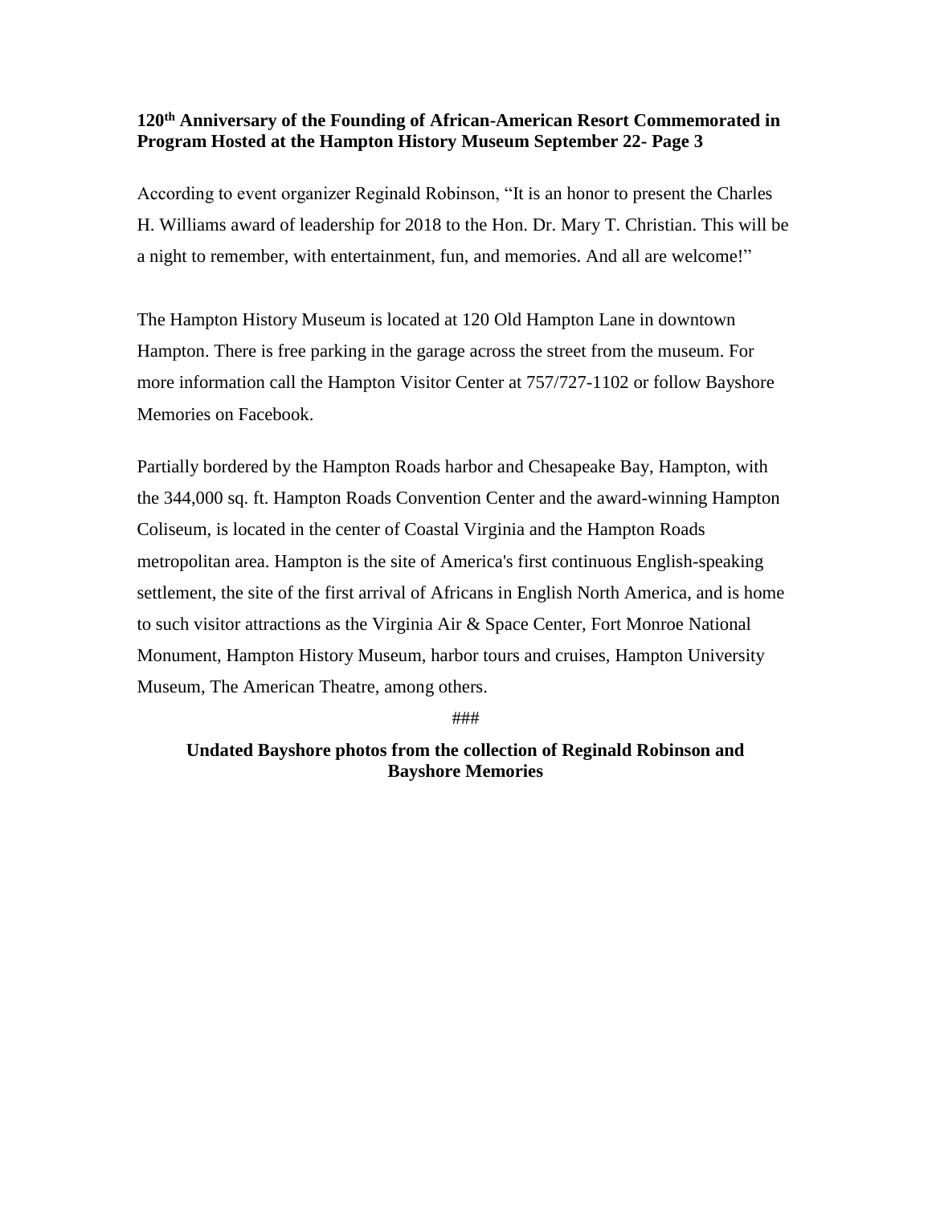**120th Anniversary of the Founding of African-American Resort Commemorated in Program Hosted at the Hampton History Museum September 22- Page 3**

According to event organizer Reginald Robinson, "It is an honor to present the Charles H. Williams award of leadership for 2018 to the Hon. Dr. Mary T. Christian. This will be a night to remember, with entertainment, fun, and memories. And all are welcome!"

The Hampton History Museum is located at 120 Old Hampton Lane in downtown Hampton. There is free parking in the garage across the street from the museum. For more information call the Hampton Visitor Center at 757/727-1102 or follow Bayshore Memories on Facebook.

Partially bordered by the Hampton Roads harbor and Chesapeake Bay, Hampton, with the 344,000 sq. ft. Hampton Roads Convention Center and the award-winning Hampton Coliseum, is located in the center of Coastal Virginia and the Hampton Roads metropolitan area. Hampton is the site of America's first continuous English-speaking settlement, the site of the first arrival of Africans in English North America, and is home to such visitor attractions as the Virginia Air & Space Center, Fort Monroe National Monument, Hampton History Museum, harbor tours and cruises, Hampton University Museum, The American Theatre, among others.

###

**Undated Bayshore photos from the collection of Reginald Robinson and Bayshore Memories**